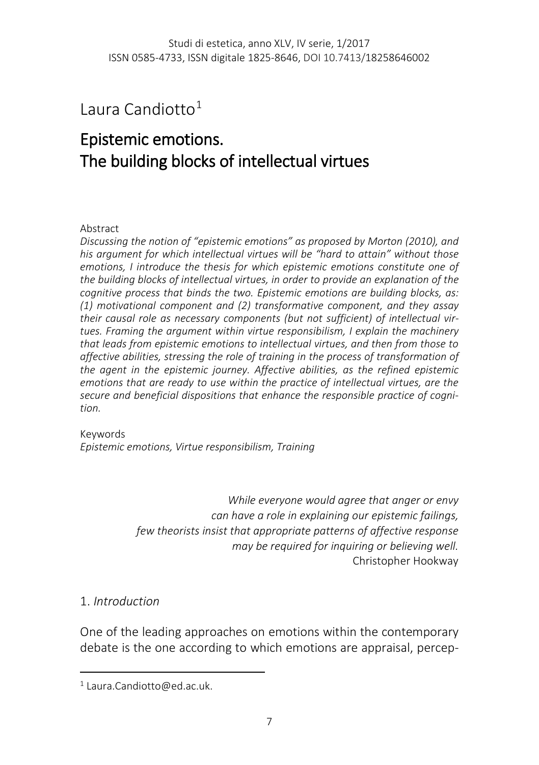Studi di estetica, anno XLV, IV serie, 1/2017
ISSN 0585-4733, ISSN digitale 1825-8646, DOI 10.7413/18258646002

Laura Candiotto[1]

# Epistemic emotions. The building blocks of intellectual virtues

Abstract

*Discussing the notion of "epistemic emotions" as proposed by Morton (2010), and his argument for which intellectual virtues will be "hard to attain" without those emotions, I introduce the thesis for which epistemic emotions constitute one of the building blocks of intellectual virtues, in order to provide an explanation of the cognitive process that binds the two. Epistemic emotions are building blocks, as: (1) motivational component and (2) transformative component, and they assay their causal role as necessary components (but not sufficient) of intellectual virtues. Framing the argument within virtue responsibilism, I explain the machinery that leads from epistemic emotions to intellectual virtues, and then from those to affective abilities, stressing the role of training in the process of transformation of the agent in the epistemic journey. Affective abilities, as the refined epistemic emotions that are ready to use within the practice of intellectual virtues, are the secure and beneficial dispositions that enhance the responsible practice of cognition.*

Keywords

*Epistemic emotions, Virtue responsibilism, Training*

> *While everyone would agree that anger or envy can have a role in explaining our epistemic failings, few theorists insist that appropriate patterns of affective response may be required for inquiring or believing well.*
> Christopher Hookway

## 1. *Introduction*

One of the leading approaches on emotions within the contemporary debate is the one according to which emotions are appraisal, percep-

[1] Laura.Candiotto@ed.ac.uk.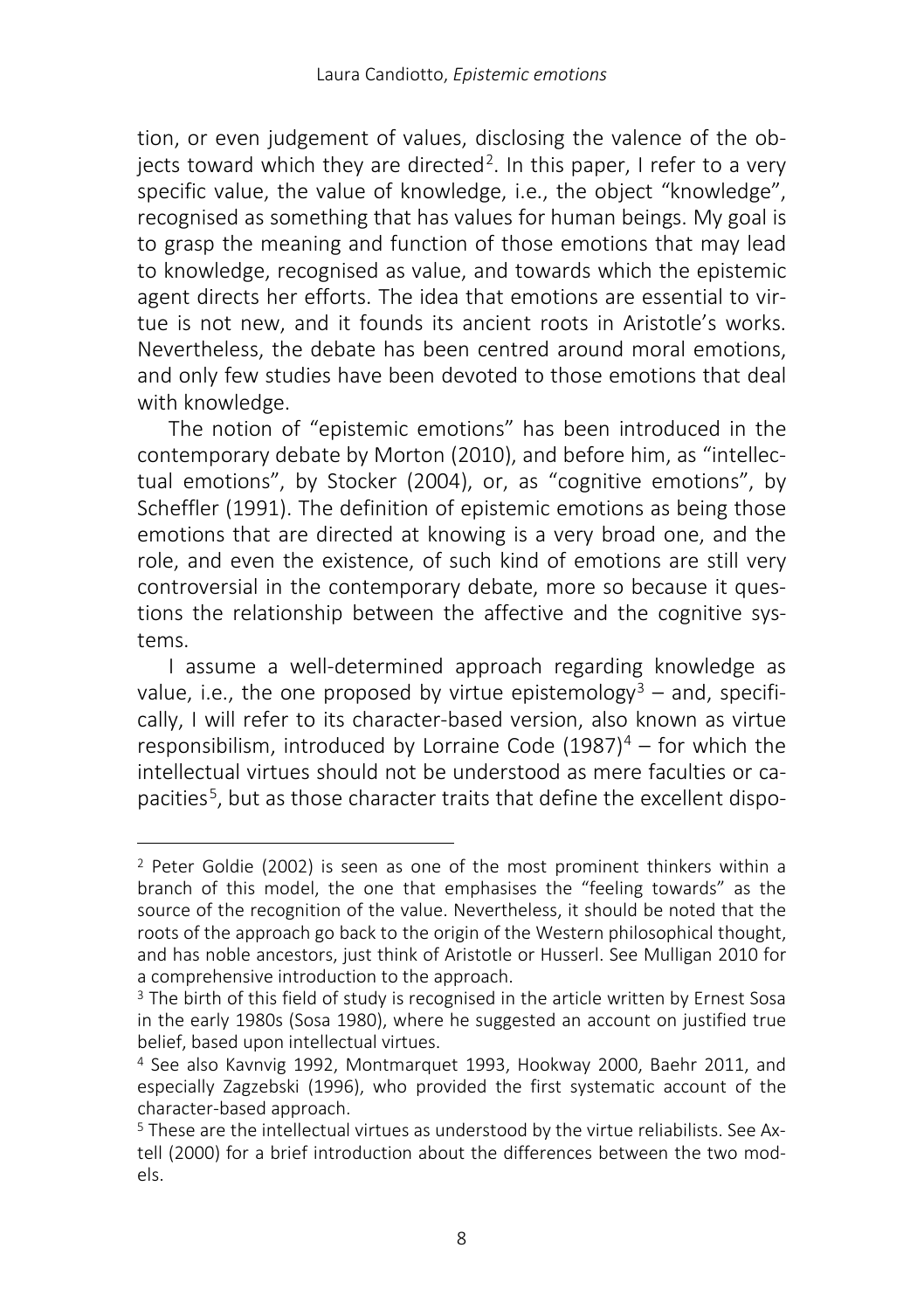tion, or even judgement of values, disclosing the valence of the objects toward which they are directed[2]. In this paper, I refer to a very specific value, the value of knowledge, i.e., the object "knowledge", recognised as something that has values for human beings. My goal is to grasp the meaning and function of those emotions that may lead to knowledge, recognised as value, and towards which the epistemic agent directs her efforts. The idea that emotions are essential to virtue is not new, and it founds its ancient roots in Aristotle's works. Nevertheless, the debate has been centred around moral emotions, and only few studies have been devoted to those emotions that deal with knowledge.

The notion of "epistemic emotions" has been introduced in the contemporary debate by Morton (2010), and before him, as "intellectual emotions", by Stocker (2004), or, as "cognitive emotions", by Scheffler (1991). The definition of epistemic emotions as being those emotions that are directed at knowing is a very broad one, and the role, and even the existence, of such kind of emotions are still very controversial in the contemporary debate, more so because it questions the relationship between the affective and the cognitive systems.

I assume a well-determined approach regarding knowledge as value, i.e., the one proposed by virtue epistemology[3] – and, specifically, I will refer to its character-based version, also known as virtue responsibilism, introduced by Lorraine Code (1987)[4] – for which the intellectual virtues should not be understood as mere faculties or capacities[5], but as those character traits that define the excellent dispo-

---

[2] Peter Goldie (2002) is seen as one of the most prominent thinkers within a branch of this model, the one that emphasises the "feeling towards" as the source of the recognition of the value. Nevertheless, it should be noted that the roots of the approach go back to the origin of the Western philosophical thought, and has noble ancestors, just think of Aristotle or Husserl. See Mulligan 2010 for a comprehensive introduction to the approach.

[3] The birth of this field of study is recognised in the article written by Ernest Sosa in the early 1980s (Sosa 1980), where he suggested an account on justified true belief, based upon intellectual virtues.

[4] See also Kavnvig 1992, Montmarquet 1993, Hookway 2000, Baehr 2011, and especially Zagzebski (1996), who provided the first systematic account of the character-based approach.

[5] These are the intellectual virtues as understood by the virtue reliabilists. See Axtell (2000) for a brief introduction about the differences between the two models.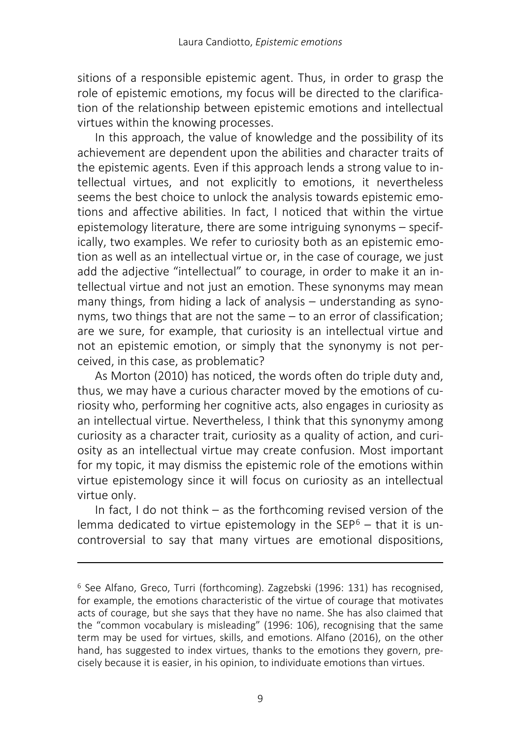sitions of a responsible epistemic agent. Thus, in order to grasp the role of epistemic emotions, my focus will be directed to the clarification of the relationship between epistemic emotions and intellectual virtues within the knowing processes.

In this approach, the value of knowledge and the possibility of its achievement are dependent upon the abilities and character traits of the epistemic agents. Even if this approach lends a strong value to intellectual virtues, and not explicitly to emotions, it nevertheless seems the best choice to unlock the analysis towards epistemic emotions and affective abilities. In fact, I noticed that within the virtue epistemology literature, there are some intriguing synonyms – specifically, two examples. We refer to curiosity both as an epistemic emotion as well as an intellectual virtue or, in the case of courage, we just add the adjective "intellectual" to courage, in order to make it an intellectual virtue and not just an emotion. These synonyms may mean many things, from hiding a lack of analysis – understanding as synonyms, two things that are not the same – to an error of classification; are we sure, for example, that curiosity is an intellectual virtue and not an epistemic emotion, or simply that the synonymy is not perceived, in this case, as problematic?

As Morton (2010) has noticed, the words often do triple duty and, thus, we may have a curious character moved by the emotions of curiosity who, performing her cognitive acts, also engages in curiosity as an intellectual virtue. Nevertheless, I think that this synonymy among curiosity as a character trait, curiosity as a quality of action, and curiosity as an intellectual virtue may create confusion. Most important for my topic, it may dismiss the epistemic role of the emotions within virtue epistemology since it will focus on curiosity as an intellectual virtue only.

In fact, I do not think – as the forthcoming revised version of the lemma dedicated to virtue epistemology in the SEP[6] – that it is uncontroversial to say that many virtues are emotional dispositions,

---

[6] See Alfano, Greco, Turri (forthcoming). Zagzebski (1996: 131) has recognised, for example, the emotions characteristic of the virtue of courage that motivates acts of courage, but she says that they have no name. She has also claimed that the "common vocabulary is misleading" (1996: 106), recognising that the same term may be used for virtues, skills, and emotions. Alfano (2016), on the other hand, has suggested to index virtues, thanks to the emotions they govern, precisely because it is easier, in his opinion, to individuate emotions than virtues.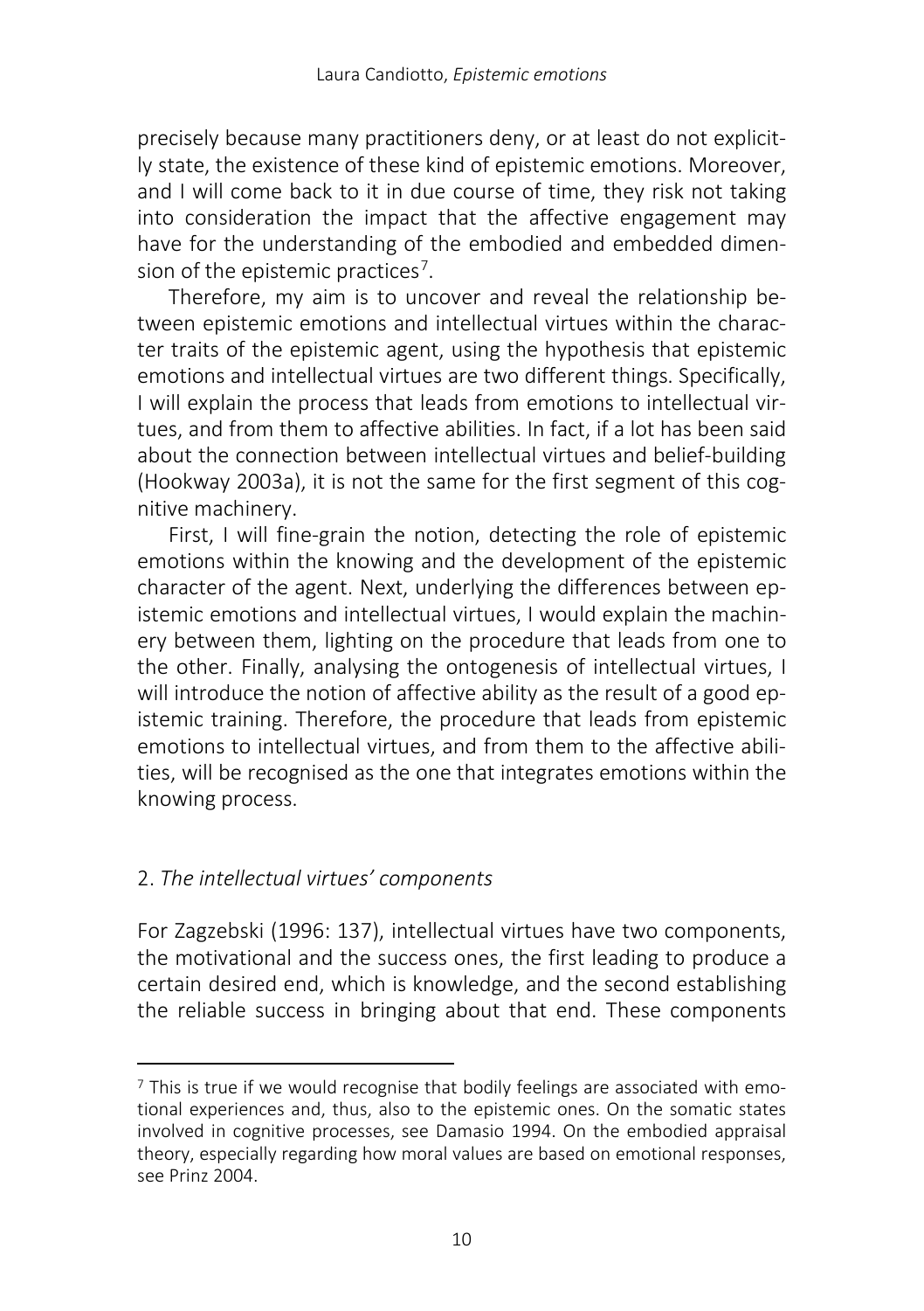precisely because many practitioners deny, or at least do not explicitly state, the existence of these kind of epistemic emotions. Moreover, and I will come back to it in due course of time, they risk not taking into consideration the impact that the affective engagement may have for the understanding of the embodied and embedded dimension of the epistemic practices[7].

Therefore, my aim is to uncover and reveal the relationship between epistemic emotions and intellectual virtues within the character traits of the epistemic agent, using the hypothesis that epistemic emotions and intellectual virtues are two different things. Specifically, I will explain the process that leads from emotions to intellectual virtues, and from them to affective abilities. In fact, if a lot has been said about the connection between intellectual virtues and belief-building (Hookway 2003a), it is not the same for the first segment of this cognitive machinery.

First, I will fine-grain the notion, detecting the role of epistemic emotions within the knowing and the development of the epistemic character of the agent. Next, underlying the differences between epistemic emotions and intellectual virtues, I would explain the machinery between them, lighting on the procedure that leads from one to the other. Finally, analysing the ontogenesis of intellectual virtues, I will introduce the notion of affective ability as the result of a good epistemic training. Therefore, the procedure that leads from epistemic emotions to intellectual virtues, and from them to the affective abilities, will be recognised as the one that integrates emotions within the knowing process.

## 2. *The intellectual virtues' components*

For Zagzebski (1996: 137), intellectual virtues have two components, the motivational and the success ones, the first leading to produce a certain desired end, which is knowledge, and the second establishing the reliable success in bringing about that end. These components

---

[7] This is true if we would recognise that bodily feelings are associated with emotional experiences and, thus, also to the epistemic ones. On the somatic states involved in cognitive processes, see Damasio 1994. On the embodied appraisal theory, especially regarding how moral values are based on emotional responses, see Prinz 2004.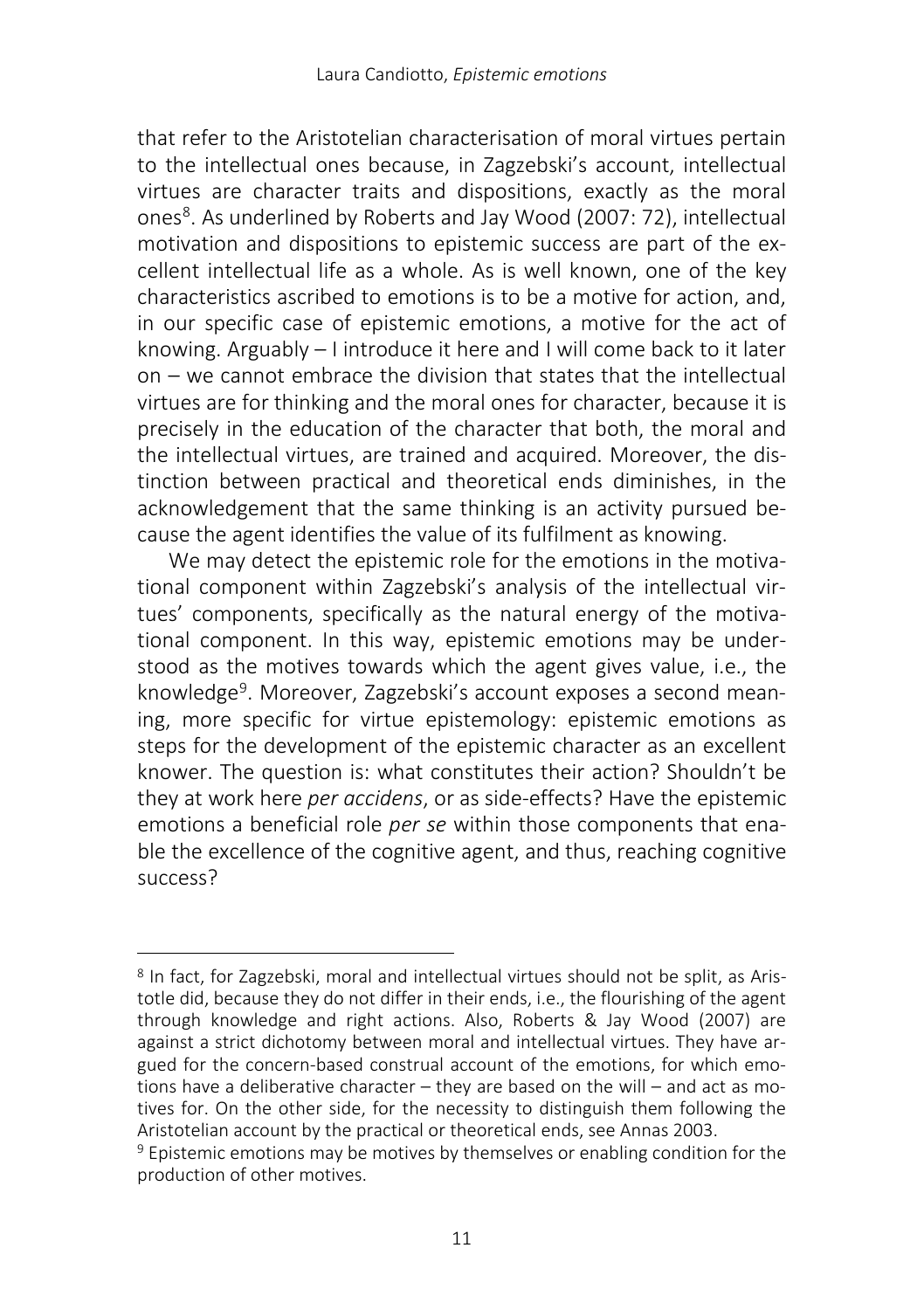that refer to the Aristotelian characterisation of moral virtues pertain to the intellectual ones because, in Zagzebski's account, intellectual virtues are character traits and dispositions, exactly as the moral ones[8]. As underlined by Roberts and Jay Wood (2007: 72), intellectual motivation and dispositions to epistemic success are part of the excellent intellectual life as a whole. As is well known, one of the key characteristics ascribed to emotions is to be a motive for action, and, in our specific case of epistemic emotions, a motive for the act of knowing. Arguably – I introduce it here and I will come back to it later on – we cannot embrace the division that states that the intellectual virtues are for thinking and the moral ones for character, because it is precisely in the education of the character that both, the moral and the intellectual virtues, are trained and acquired. Moreover, the distinction between practical and theoretical ends diminishes, in the acknowledgement that the same thinking is an activity pursued because the agent identifies the value of its fulfilment as knowing.

We may detect the epistemic role for the emotions in the motivational component within Zagzebski's analysis of the intellectual virtues' components, specifically as the natural energy of the motivational component. In this way, epistemic emotions may be understood as the motives towards which the agent gives value, i.e., the knowledge[9]. Moreover, Zagzebski's account exposes a second meaning, more specific for virtue epistemology: epistemic emotions as steps for the development of the epistemic character as an excellent knower. The question is: what constitutes their action? Shouldn't be they at work here *per accidens*, or as side-effects? Have the epistemic emotions a beneficial role *per se* within those components that enable the excellence of the cognitive agent, and thus, reaching cognitive success?

---

[8] In fact, for Zagzebski, moral and intellectual virtues should not be split, as Aristotle did, because they do not differ in their ends, i.e., the flourishing of the agent through knowledge and right actions. Also, Roberts & Jay Wood (2007) are against a strict dichotomy between moral and intellectual virtues. They have argued for the concern-based construal account of the emotions, for which emotions have a deliberative character – they are based on the will – and act as motives for. On the other side, for the necessity to distinguish them following the Aristotelian account by the practical or theoretical ends, see Annas 2003.

[9] Epistemic emotions may be motives by themselves or enabling condition for the production of other motives.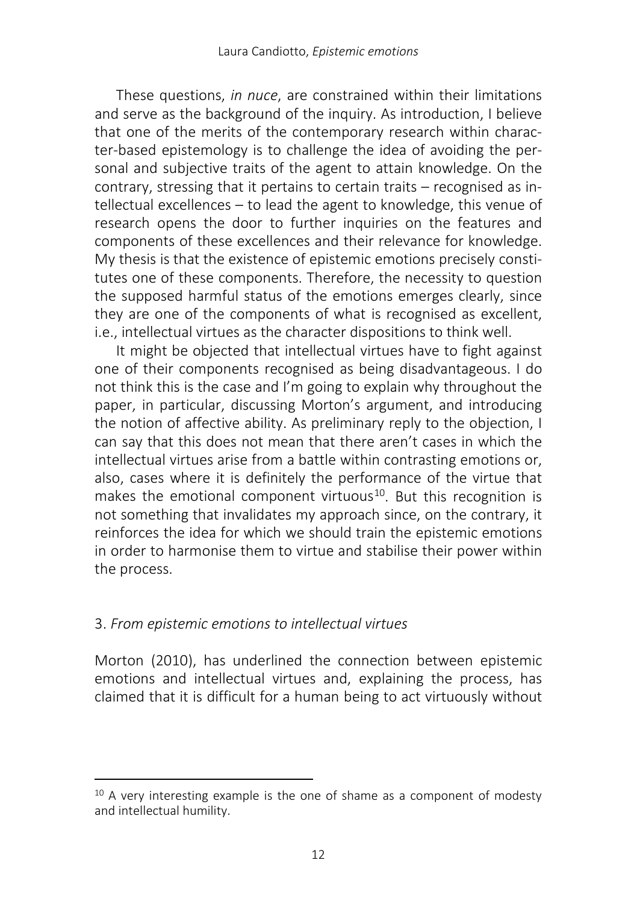These questions, *in nuce*, are constrained within their limitations and serve as the background of the inquiry. As introduction, I believe that one of the merits of the contemporary research within character-based epistemology is to challenge the idea of avoiding the personal and subjective traits of the agent to attain knowledge. On the contrary, stressing that it pertains to certain traits – recognised as intellectual excellences – to lead the agent to knowledge, this venue of research opens the door to further inquiries on the features and components of these excellences and their relevance for knowledge. My thesis is that the existence of epistemic emotions precisely constitutes one of these components. Therefore, the necessity to question the supposed harmful status of the emotions emerges clearly, since they are one of the components of what is recognised as excellent, i.e., intellectual virtues as the character dispositions to think well.

It might be objected that intellectual virtues have to fight against one of their components recognised as being disadvantageous. I do not think this is the case and I'm going to explain why throughout the paper, in particular, discussing Morton's argument, and introducing the notion of affective ability. As preliminary reply to the objection, I can say that this does not mean that there aren't cases in which the intellectual virtues arise from a battle within contrasting emotions or, also, cases where it is definitely the performance of the virtue that makes the emotional component virtuous[10]. But this recognition is not something that invalidates my approach since, on the contrary, it reinforces the idea for which we should train the epistemic emotions in order to harmonise them to virtue and stabilise their power within the process.

## 3. *From epistemic emotions to intellectual virtues*

Morton (2010), has underlined the connection between epistemic emotions and intellectual virtues and, explaining the process, has claimed that it is difficult for a human being to act virtuously without

[10] A very interesting example is the one of shame as a component of modesty and intellectual humility.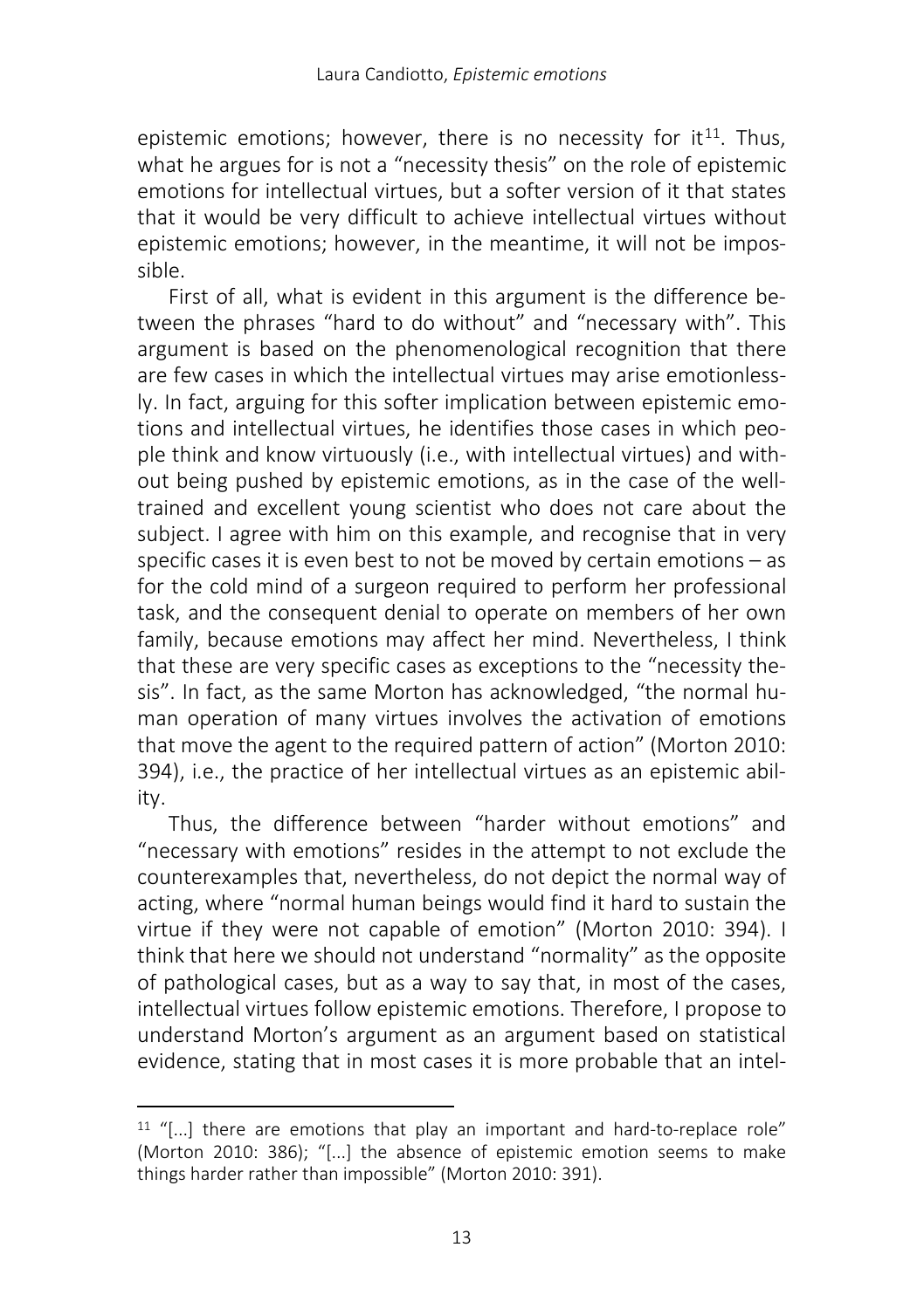epistemic emotions; however, there is no necessity for it[11]. Thus, what he argues for is not a "necessity thesis" on the role of epistemic emotions for intellectual virtues, but a softer version of it that states that it would be very difficult to achieve intellectual virtues without epistemic emotions; however, in the meantime, it will not be impossible.

First of all, what is evident in this argument is the difference between the phrases "hard to do without" and "necessary with". This argument is based on the phenomenological recognition that there are few cases in which the intellectual virtues may arise emotionlessly. In fact, arguing for this softer implication between epistemic emotions and intellectual virtues, he identifies those cases in which people think and know virtuously (i.e., with intellectual virtues) and without being pushed by epistemic emotions, as in the case of the well-trained and excellent young scientist who does not care about the subject. I agree with him on this example, and recognise that in very specific cases it is even best to not be moved by certain emotions – as for the cold mind of a surgeon required to perform her professional task, and the consequent denial to operate on members of her own family, because emotions may affect her mind. Nevertheless, I think that these are very specific cases as exceptions to the "necessity thesis". In fact, as the same Morton has acknowledged, "the normal human operation of many virtues involves the activation of emotions that move the agent to the required pattern of action" (Morton 2010: 394), i.e., the practice of her intellectual virtues as an epistemic ability.

Thus, the difference between "harder without emotions" and "necessary with emotions" resides in the attempt to not exclude the counterexamples that, nevertheless, do not depict the normal way of acting, where "normal human beings would find it hard to sustain the virtue if they were not capable of emotion" (Morton 2010: 394). I think that here we should not understand "normality" as the opposite of pathological cases, but as a way to say that, in most of the cases, intellectual virtues follow epistemic emotions. Therefore, I propose to understand Morton's argument as an argument based on statistical evidence, stating that in most cases it is more probable that an intel-

[11] "[...] there are emotions that play an important and hard-to-replace role" (Morton 2010: 386); "[...] the absence of epistemic emotion seems to make things harder rather than impossible" (Morton 2010: 391).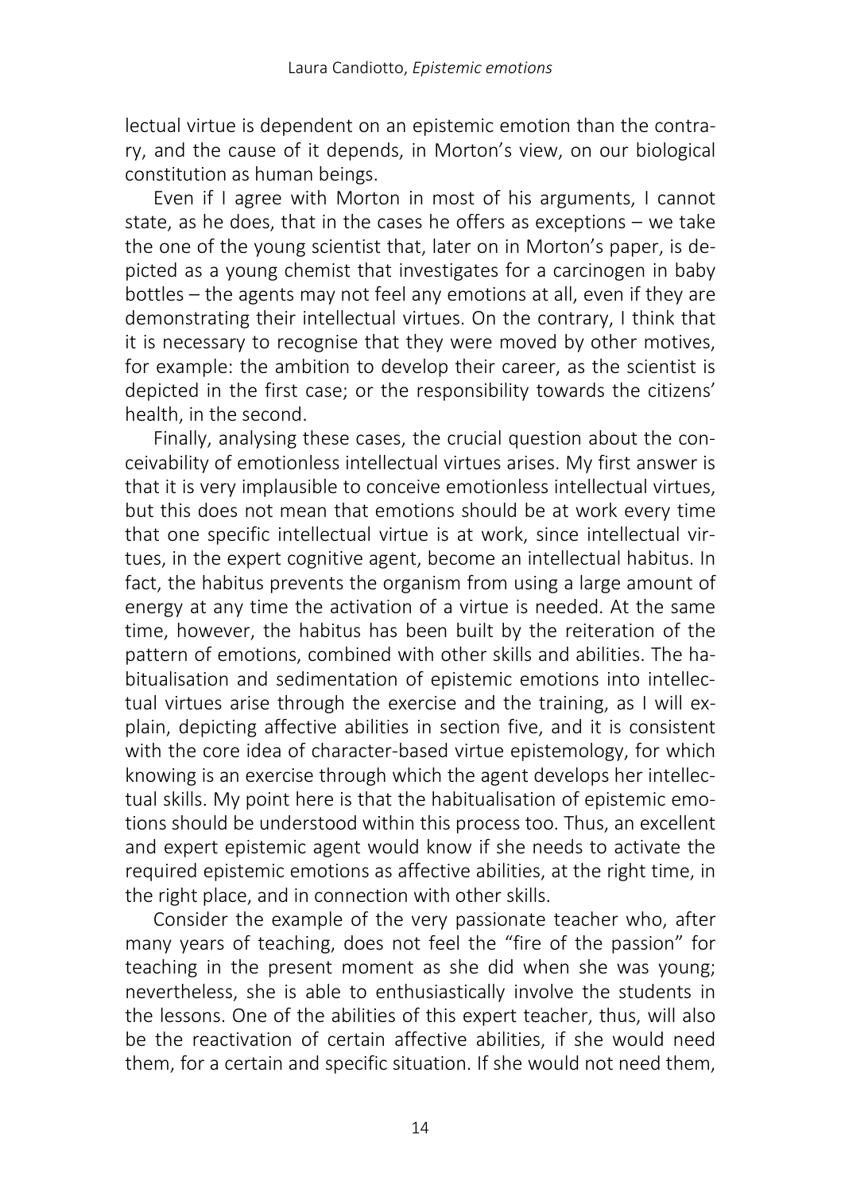lectual virtue is dependent on an epistemic emotion than the contrary, and the cause of it depends, in Morton's view, on our biological constitution as human beings.

Even if I agree with Morton in most of his arguments, I cannot state, as he does, that in the cases he offers as exceptions – we take the one of the young scientist that, later on in Morton's paper, is depicted as a young chemist that investigates for a carcinogen in baby bottles – the agents may not feel any emotions at all, even if they are demonstrating their intellectual virtues. On the contrary, I think that it is necessary to recognise that they were moved by other motives, for example: the ambition to develop their career, as the scientist is depicted in the first case; or the responsibility towards the citizens' health, in the second.

Finally, analysing these cases, the crucial question about the conceivability of emotionless intellectual virtues arises. My first answer is that it is very implausible to conceive emotionless intellectual virtues, but this does not mean that emotions should be at work every time that one specific intellectual virtue is at work, since intellectual virtues, in the expert cognitive agent, become an intellectual habitus. In fact, the habitus prevents the organism from using a large amount of energy at any time the activation of a virtue is needed. At the same time, however, the habitus has been built by the reiteration of the pattern of emotions, combined with other skills and abilities. The habitualisation and sedimentation of epistemic emotions into intellectual virtues arise through the exercise and the training, as I will explain, depicting affective abilities in section five, and it is consistent with the core idea of character-based virtue epistemology, for which knowing is an exercise through which the agent develops her intellectual skills. My point here is that the habitualisation of epistemic emotions should be understood within this process too. Thus, an excellent and expert epistemic agent would know if she needs to activate the required epistemic emotions as affective abilities, at the right time, in the right place, and in connection with other skills.

Consider the example of the very passionate teacher who, after many years of teaching, does not feel the "fire of the passion" for teaching in the present moment as she did when she was young; nevertheless, she is able to enthusiastically involve the students in the lessons. One of the abilities of this expert teacher, thus, will also be the reactivation of certain affective abilities, if she would need them, for a certain and specific situation. If she would not need them,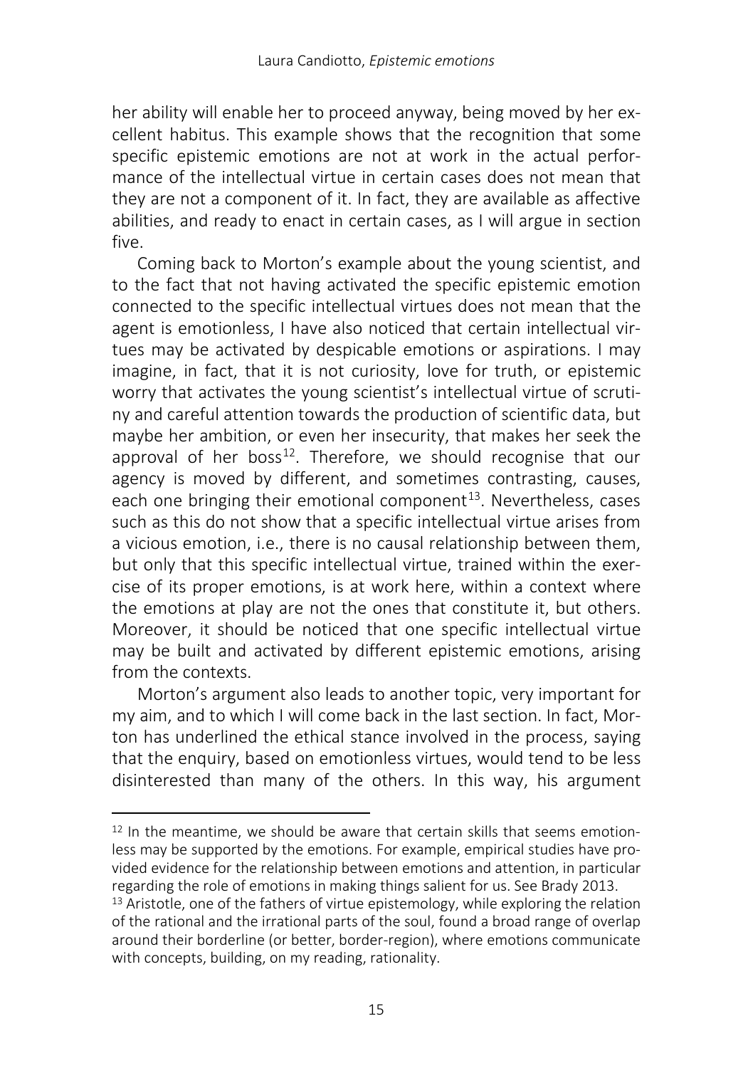her ability will enable her to proceed anyway, being moved by her excellent habitus. This example shows that the recognition that some specific epistemic emotions are not at work in the actual performance of the intellectual virtue in certain cases does not mean that they are not a component of it. In fact, they are available as affective abilities, and ready to enact in certain cases, as I will argue in section five.

Coming back to Morton's example about the young scientist, and to the fact that not having activated the specific epistemic emotion connected to the specific intellectual virtues does not mean that the agent is emotionless, I have also noticed that certain intellectual virtues may be activated by despicable emotions or aspirations. I may imagine, in fact, that it is not curiosity, love for truth, or epistemic worry that activates the young scientist's intellectual virtue of scrutiny and careful attention towards the production of scientific data, but maybe her ambition, or even her insecurity, that makes her seek the approval of her boss[12]. Therefore, we should recognise that our agency is moved by different, and sometimes contrasting, causes, each one bringing their emotional component[13]. Nevertheless, cases such as this do not show that a specific intellectual virtue arises from a vicious emotion, i.e., there is no causal relationship between them, but only that this specific intellectual virtue, trained within the exercise of its proper emotions, is at work here, within a context where the emotions at play are not the ones that constitute it, but others. Moreover, it should be noticed that one specific intellectual virtue may be built and activated by different epistemic emotions, arising from the contexts.

Morton's argument also leads to another topic, very important for my aim, and to which I will come back in the last section. In fact, Morton has underlined the ethical stance involved in the process, saying that the enquiry, based on emotionless virtues, would tend to be less disinterested than many of the others. In this way, his argument

---

[12] In the meantime, we should be aware that certain skills that seems emotionless may be supported by the emotions. For example, empirical studies have provided evidence for the relationship between emotions and attention, in particular regarding the role of emotions in making things salient for us. See Brady 2013.

[13] Aristotle, one of the fathers of virtue epistemology, while exploring the relation of the rational and the irrational parts of the soul, found a broad range of overlap around their borderline (or better, border-region), where emotions communicate with concepts, building, on my reading, rationality.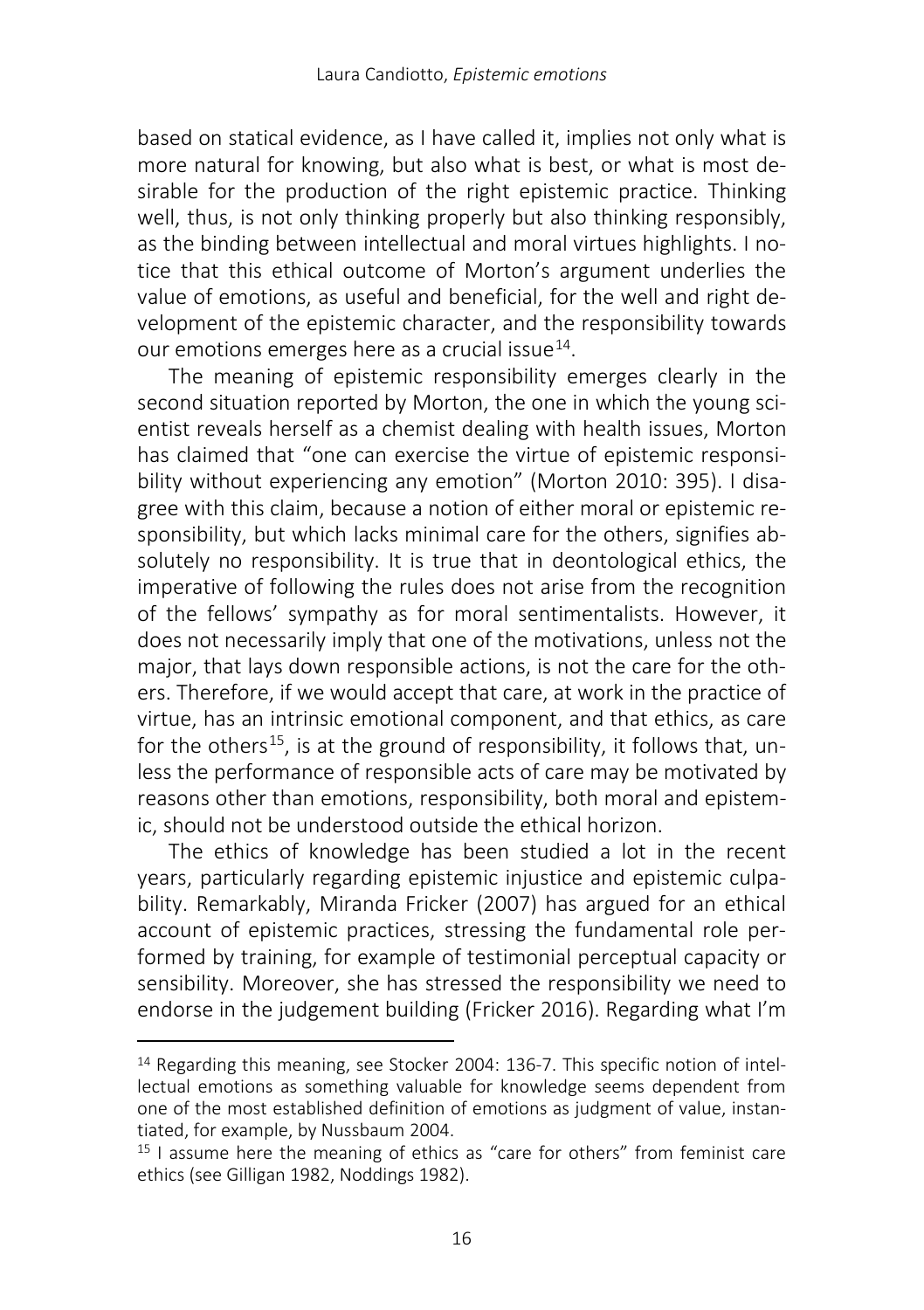based on statical evidence, as I have called it, implies not only what is more natural for knowing, but also what is best, or what is most desirable for the production of the right epistemic practice. Thinking well, thus, is not only thinking properly but also thinking responsibly, as the binding between intellectual and moral virtues highlights. I notice that this ethical outcome of Morton's argument underlies the value of emotions, as useful and beneficial, for the well and right development of the epistemic character, and the responsibility towards our emotions emerges here as a crucial issue[14].

The meaning of epistemic responsibility emerges clearly in the second situation reported by Morton, the one in which the young scientist reveals herself as a chemist dealing with health issues, Morton has claimed that "one can exercise the virtue of epistemic responsibility without experiencing any emotion" (Morton 2010: 395). I disagree with this claim, because a notion of either moral or epistemic responsibility, but which lacks minimal care for the others, signifies absolutely no responsibility. It is true that in deontological ethics, the imperative of following the rules does not arise from the recognition of the fellows' sympathy as for moral sentimentalists. However, it does not necessarily imply that one of the motivations, unless not the major, that lays down responsible actions, is not the care for the others. Therefore, if we would accept that care, at work in the practice of virtue, has an intrinsic emotional component, and that ethics, as care for the others[15], is at the ground of responsibility, it follows that, unless the performance of responsible acts of care may be motivated by reasons other than emotions, responsibility, both moral and epistemic, should not be understood outside the ethical horizon.

The ethics of knowledge has been studied a lot in the recent years, particularly regarding epistemic injustice and epistemic culpability. Remarkably, Miranda Fricker (2007) has argued for an ethical account of epistemic practices, stressing the fundamental role performed by training, for example of testimonial perceptual capacity or sensibility. Moreover, she has stressed the responsibility we need to endorse in the judgement building (Fricker 2016). Regarding what I'm

---

[14] Regarding this meaning, see Stocker 2004: 136-7. This specific notion of intellectual emotions as something valuable for knowledge seems dependent from one of the most established definition of emotions as judgment of value, instantiated, for example, by Nussbaum 2004.

[15] I assume here the meaning of ethics as "care for others" from feminist care ethics (see Gilligan 1982, Noddings 1982).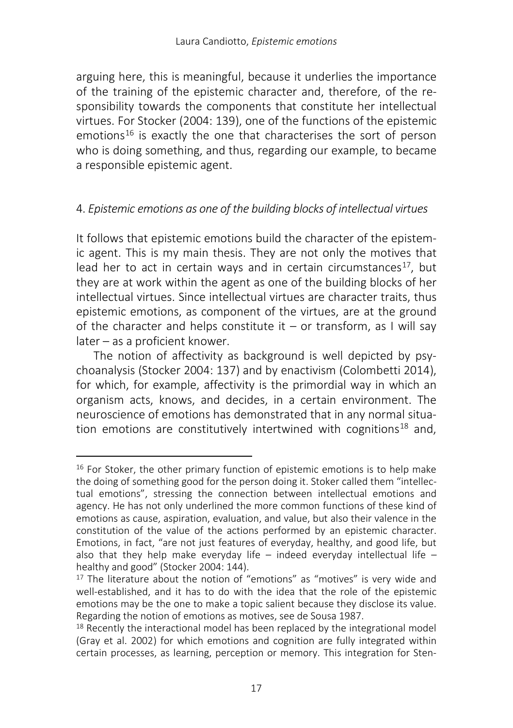arguing here, this is meaningful, because it underlies the importance of the training of the epistemic character and, therefore, of the responsibility towards the components that constitute her intellectual virtues. For Stocker (2004: 139), one of the functions of the epistemic emotions[16] is exactly the one that characterises the sort of person who is doing something, and thus, regarding our example, to became a responsible epistemic agent.

## 4. *Epistemic emotions as one of the building blocks of intellectual virtues*

It follows that epistemic emotions build the character of the epistemic agent. This is my main thesis. They are not only the motives that lead her to act in certain ways and in certain circumstances[17], but they are at work within the agent as one of the building blocks of her intellectual virtues. Since intellectual virtues are character traits, thus epistemic emotions, as component of the virtues, are at the ground of the character and helps constitute it – or transform, as I will say later – as a proficient knower.

The notion of affectivity as background is well depicted by psychoanalysis (Stocker 2004: 137) and by enactivism (Colombetti 2014), for which, for example, affectivity is the primordial way in which an organism acts, knows, and decides, in a certain environment. The neuroscience of emotions has demonstrated that in any normal situation emotions are constitutively intertwined with cognitions[18] and,

---

[16] For Stoker, the other primary function of epistemic emotions is to help make the doing of something good for the person doing it. Stoker called them "intellectual emotions", stressing the connection between intellectual emotions and agency. He has not only underlined the more common functions of these kind of emotions as cause, aspiration, evaluation, and value, but also their valence in the constitution of the value of the actions performed by an epistemic character. Emotions, in fact, "are not just features of everyday, healthy, and good life, but also that they help make everyday life – indeed everyday intellectual life – healthy and good" (Stocker 2004: 144).

[17] The literature about the notion of "emotions" as "motives" is very wide and well-established, and it has to do with the idea that the role of the epistemic emotions may be the one to make a topic salient because they disclose its value. Regarding the notion of emotions as motives, see de Sousa 1987.

[18] Recently the interactional model has been replaced by the integrational model (Gray et al. 2002) for which emotions and cognition are fully integrated within certain processes, as learning, perception or memory. This integration for Sten-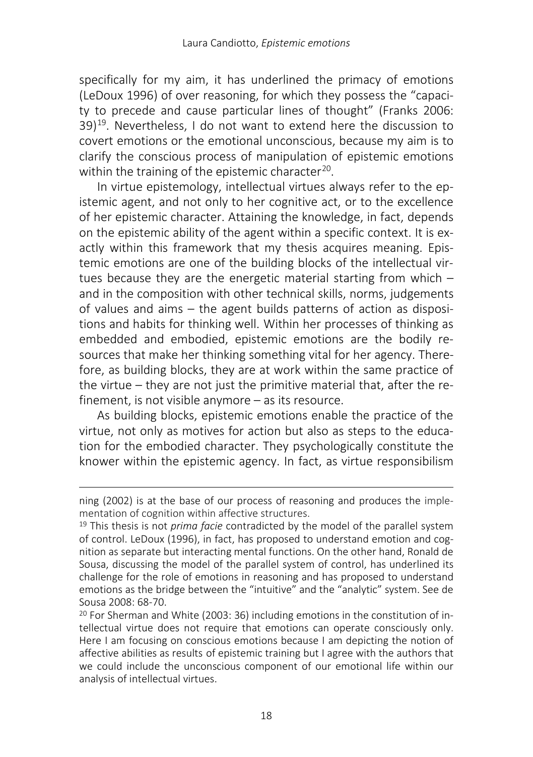specifically for my aim, it has underlined the primacy of emotions (LeDoux 1996) of over reasoning, for which they possess the "capacity to precede and cause particular lines of thought" (Franks 2006: 39)[19]. Nevertheless, I do not want to extend here the discussion to covert emotions or the emotional unconscious, because my aim is to clarify the conscious process of manipulation of epistemic emotions within the training of the epistemic character[20].

In virtue epistemology, intellectual virtues always refer to the epistemic agent, and not only to her cognitive act, or to the excellence of her epistemic character. Attaining the knowledge, in fact, depends on the epistemic ability of the agent within a specific context. It is exactly within this framework that my thesis acquires meaning. Epistemic emotions are one of the building blocks of the intellectual virtues because they are the energetic material starting from which – and in the composition with other technical skills, norms, judgements of values and aims – the agent builds patterns of action as dispositions and habits for thinking well. Within her processes of thinking as embedded and embodied, epistemic emotions are the bodily resources that make her thinking something vital for her agency. Therefore, as building blocks, they are at work within the same practice of the virtue – they are not just the primitive material that, after the refinement, is not visible anymore – as its resource.

As building blocks, epistemic emotions enable the practice of the virtue, not only as motives for action but also as steps to the education for the embodied character. They psychologically constitute the knower within the epistemic agency. In fact, as virtue responsibilism

---

ning (2002) is at the base of our process of reasoning and produces the implementation of cognition within affective structures.

[19] This thesis is not *prima facie* contradicted by the model of the parallel system of control. LeDoux (1996), in fact, has proposed to understand emotion and cognition as separate but interacting mental functions. On the other hand, Ronald de Sousa, discussing the model of the parallel system of control, has underlined its challenge for the role of emotions in reasoning and has proposed to understand emotions as the bridge between the "intuitive" and the "analytic" system. See de Sousa 2008: 68-70.

[20] For Sherman and White (2003: 36) including emotions in the constitution of intellectual virtue does not require that emotions can operate consciously only. Here I am focusing on conscious emotions because I am depicting the notion of affective abilities as results of epistemic training but I agree with the authors that we could include the unconscious component of our emotional life within our analysis of intellectual virtues.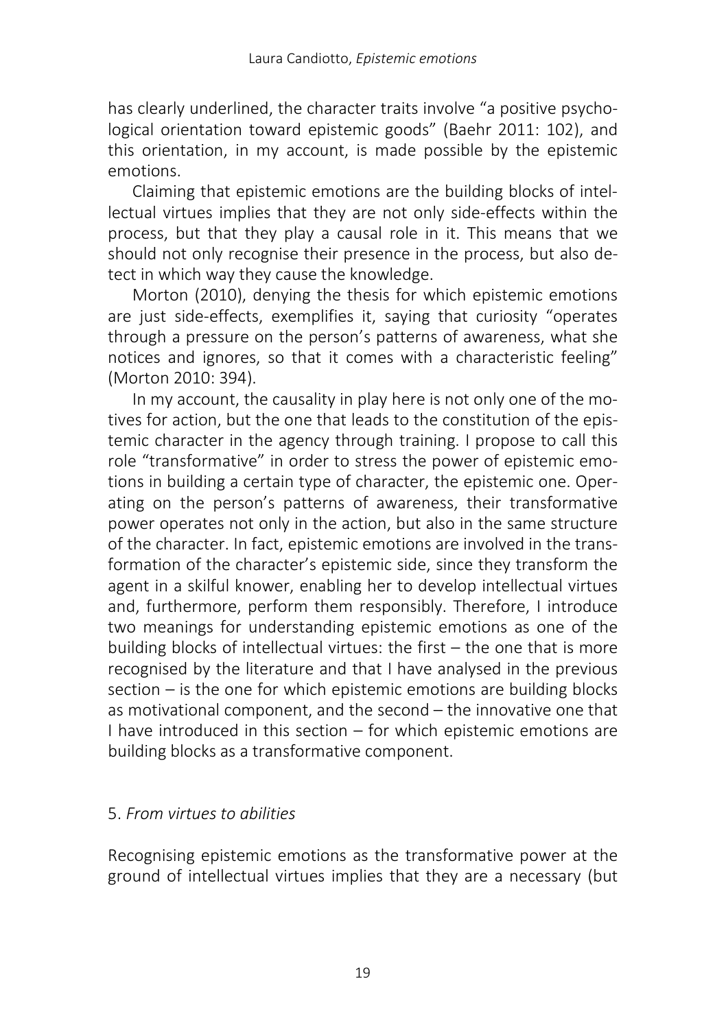has clearly underlined, the character traits involve "a positive psychological orientation toward epistemic goods" (Baehr 2011: 102), and this orientation, in my account, is made possible by the epistemic emotions.

Claiming that epistemic emotions are the building blocks of intellectual virtues implies that they are not only side-effects within the process, but that they play a causal role in it. This means that we should not only recognise their presence in the process, but also detect in which way they cause the knowledge.

Morton (2010), denying the thesis for which epistemic emotions are just side-effects, exemplifies it, saying that curiosity "operates through a pressure on the person's patterns of awareness, what she notices and ignores, so that it comes with a characteristic feeling" (Morton 2010: 394).

In my account, the causality in play here is not only one of the motives for action, but the one that leads to the constitution of the epistemic character in the agency through training. I propose to call this role "transformative" in order to stress the power of epistemic emotions in building a certain type of character, the epistemic one. Operating on the person's patterns of awareness, their transformative power operates not only in the action, but also in the same structure of the character. In fact, epistemic emotions are involved in the transformation of the character's epistemic side, since they transform the agent in a skilful knower, enabling her to develop intellectual virtues and, furthermore, perform them responsibly. Therefore, I introduce two meanings for understanding epistemic emotions as one of the building blocks of intellectual virtues: the first – the one that is more recognised by the literature and that I have analysed in the previous section – is the one for which epistemic emotions are building blocks as motivational component, and the second – the innovative one that I have introduced in this section – for which epistemic emotions are building blocks as a transformative component.

## 5. *From virtues to abilities*

Recognising epistemic emotions as the transformative power at the ground of intellectual virtues implies that they are a necessary (but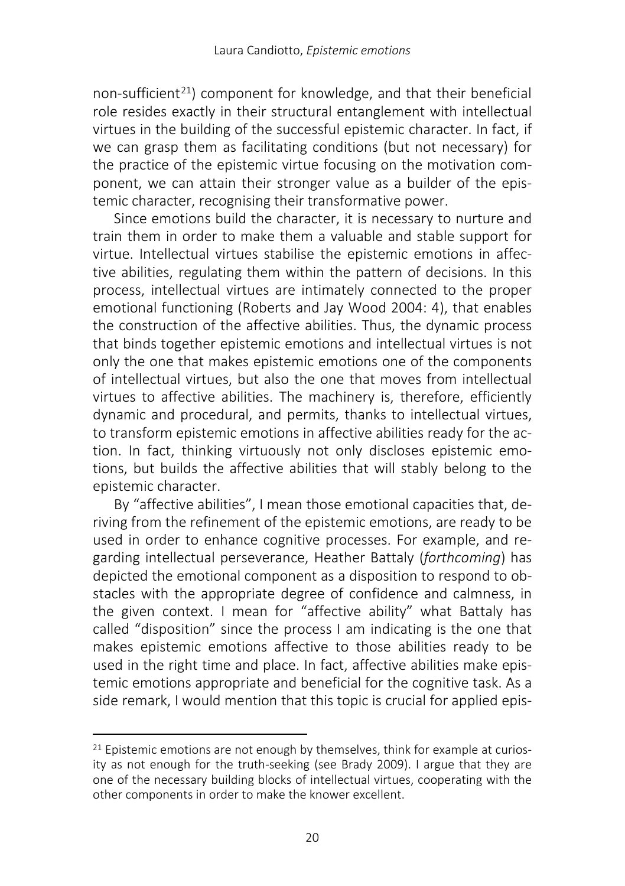non-sufficient[21]) component for knowledge, and that their beneficial role resides exactly in their structural entanglement with intellectual virtues in the building of the successful epistemic character. In fact, if we can grasp them as facilitating conditions (but not necessary) for the practice of the epistemic virtue focusing on the motivation component, we can attain their stronger value as a builder of the epistemic character, recognising their transformative power.

Since emotions build the character, it is necessary to nurture and train them in order to make them a valuable and stable support for virtue. Intellectual virtues stabilise the epistemic emotions in affective abilities, regulating them within the pattern of decisions. In this process, intellectual virtues are intimately connected to the proper emotional functioning (Roberts and Jay Wood 2004: 4), that enables the construction of the affective abilities. Thus, the dynamic process that binds together epistemic emotions and intellectual virtues is not only the one that makes epistemic emotions one of the components of intellectual virtues, but also the one that moves from intellectual virtues to affective abilities. The machinery is, therefore, efficiently dynamic and procedural, and permits, thanks to intellectual virtues, to transform epistemic emotions in affective abilities ready for the action. In fact, thinking virtuously not only discloses epistemic emotions, but builds the affective abilities that will stably belong to the epistemic character.

By "affective abilities", I mean those emotional capacities that, deriving from the refinement of the epistemic emotions, are ready to be used in order to enhance cognitive processes. For example, and regarding intellectual perseverance, Heather Battaly (*forthcoming*) has depicted the emotional component as a disposition to respond to obstacles with the appropriate degree of confidence and calmness, in the given context. I mean for "affective ability" what Battaly has called "disposition" since the process I am indicating is the one that makes epistemic emotions affective to those abilities ready to be used in the right time and place. In fact, affective abilities make epistemic emotions appropriate and beneficial for the cognitive task. As a side remark, I would mention that this topic is crucial for applied epis-

[21] Epistemic emotions are not enough by themselves, think for example at curiosity as not enough for the truth-seeking (see Brady 2009). I argue that they are one of the necessary building blocks of intellectual virtues, cooperating with the other components in order to make the knower excellent.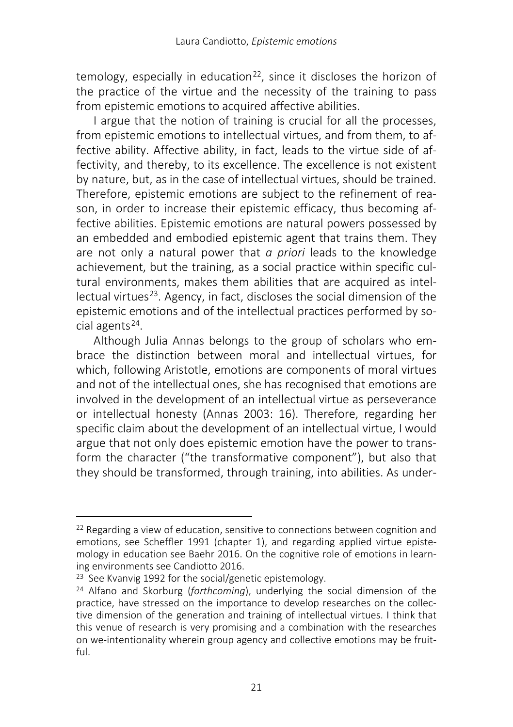temology, especially in education[22], since it discloses the horizon of the practice of the virtue and the necessity of the training to pass from epistemic emotions to acquired affective abilities.

I argue that the notion of training is crucial for all the processes, from epistemic emotions to intellectual virtues, and from them, to affective ability. Affective ability, in fact, leads to the virtue side of affectivity, and thereby, to its excellence. The excellence is not existent by nature, but, as in the case of intellectual virtues, should be trained. Therefore, epistemic emotions are subject to the refinement of reason, in order to increase their epistemic efficacy, thus becoming affective abilities. Epistemic emotions are natural powers possessed by an embedded and embodied epistemic agent that trains them. They are not only a natural power that *a priori* leads to the knowledge achievement, but the training, as a social practice within specific cultural environments, makes them abilities that are acquired as intellectual virtues[23]. Agency, in fact, discloses the social dimension of the epistemic emotions and of the intellectual practices performed by social agents[24].

Although Julia Annas belongs to the group of scholars who embrace the distinction between moral and intellectual virtues, for which, following Aristotle, emotions are components of moral virtues and not of the intellectual ones, she has recognised that emotions are involved in the development of an intellectual virtue as perseverance or intellectual honesty (Annas 2003: 16). Therefore, regarding her specific claim about the development of an intellectual virtue, I would argue that not only does epistemic emotion have the power to transform the character ("the transformative component"), but also that they should be transformed, through training, into abilities. As under-

---

[22] Regarding a view of education, sensitive to connections between cognition and emotions, see Scheffler 1991 (chapter 1), and regarding applied virtue epistemology in education see Baehr 2016. On the cognitive role of emotions in learning environments see Candiotto 2016.

[23] See Kvanvig 1992 for the social/genetic epistemology.

[24] Alfano and Skorburg (*forthcoming*), underlying the social dimension of the practice, have stressed on the importance to develop researches on the collective dimension of the generation and training of intellectual virtues. I think that this venue of research is very promising and a combination with the researches on we-intentionality wherein group agency and collective emotions may be fruitful.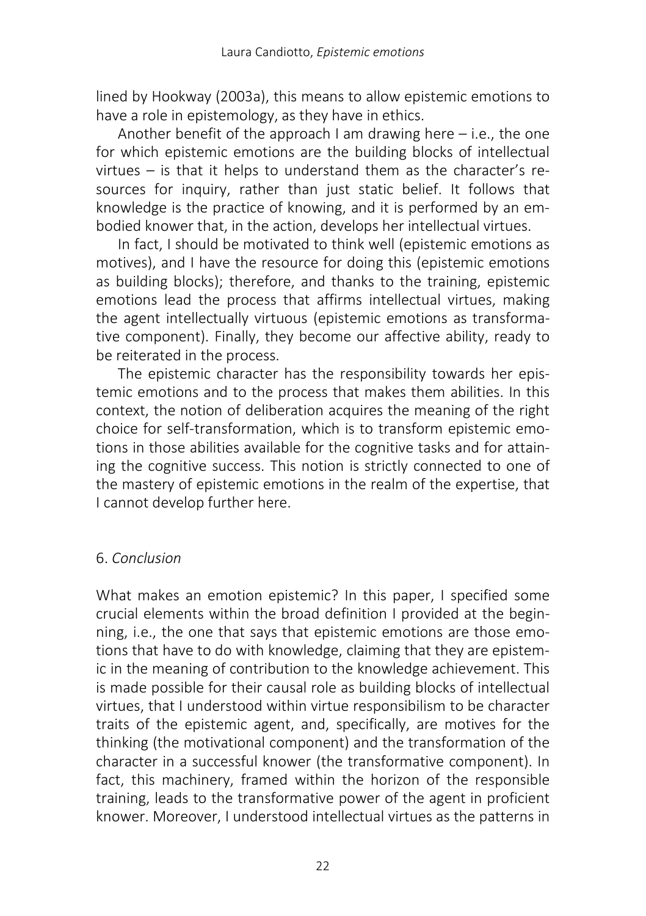lined by Hookway (2003a), this means to allow epistemic emotions to have a role in epistemology, as they have in ethics.

Another benefit of the approach I am drawing here – i.e., the one for which epistemic emotions are the building blocks of intellectual virtues – is that it helps to understand them as the character's resources for inquiry, rather than just static belief. It follows that knowledge is the practice of knowing, and it is performed by an embodied knower that, in the action, develops her intellectual virtues.

In fact, I should be motivated to think well (epistemic emotions as motives), and I have the resource for doing this (epistemic emotions as building blocks); therefore, and thanks to the training, epistemic emotions lead the process that affirms intellectual virtues, making the agent intellectually virtuous (epistemic emotions as transformative component). Finally, they become our affective ability, ready to be reiterated in the process.

The epistemic character has the responsibility towards her epistemic emotions and to the process that makes them abilities. In this context, the notion of deliberation acquires the meaning of the right choice for self-transformation, which is to transform epistemic emotions in those abilities available for the cognitive tasks and for attaining the cognitive success. This notion is strictly connected to one of the mastery of epistemic emotions in the realm of the expertise, that I cannot develop further here.

## 6. *Conclusion*

What makes an emotion epistemic? In this paper, I specified some crucial elements within the broad definition I provided at the beginning, i.e., the one that says that epistemic emotions are those emotions that have to do with knowledge, claiming that they are epistemic in the meaning of contribution to the knowledge achievement. This is made possible for their causal role as building blocks of intellectual virtues, that I understood within virtue responsibilism to be character traits of the epistemic agent, and, specifically, are motives for the thinking (the motivational component) and the transformation of the character in a successful knower (the transformative component). In fact, this machinery, framed within the horizon of the responsible training, leads to the transformative power of the agent in proficient knower. Moreover, I understood intellectual virtues as the patterns in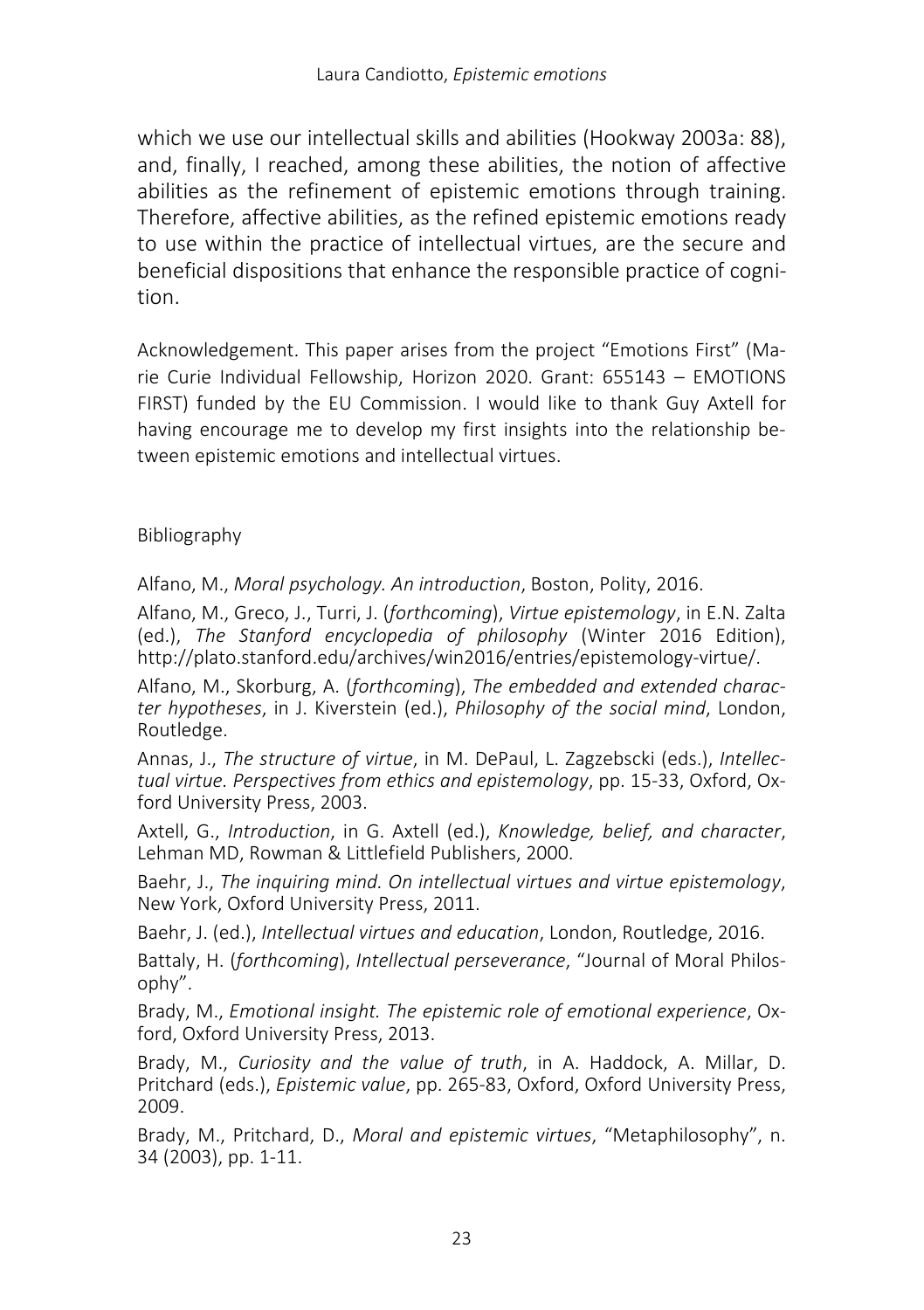which we use our intellectual skills and abilities (Hookway 2003a: 88), and, finally, I reached, among these abilities, the notion of affective abilities as the refinement of epistemic emotions through training. Therefore, affective abilities, as the refined epistemic emotions ready to use within the practice of intellectual virtues, are the secure and beneficial dispositions that enhance the responsible practice of cognition.

Acknowledgement. This paper arises from the project "Emotions First" (Marie Curie Individual Fellowship, Horizon 2020. Grant: 655143 – EMOTIONS FIRST) funded by the EU Commission. I would like to thank Guy Axtell for having encourage me to develop my first insights into the relationship between epistemic emotions and intellectual virtues.

## Bibliography

Alfano, M., *Moral psychology. An introduction*, Boston, Polity, 2016.

Alfano, M., Greco, J., Turri, J. (*forthcoming*), *Virtue epistemology*, in E.N. Zalta (ed.), *The Stanford encyclopedia of philosophy* (Winter 2016 Edition), http://plato.stanford.edu/archives/win2016/entries/epistemology-virtue/.

Alfano, M., Skorburg, A. (*forthcoming*), *The embedded and extended character hypotheses*, in J. Kiverstein (ed.), *Philosophy of the social mind*, London, Routledge.

Annas, J., *The structure of virtue*, in M. DePaul, L. Zagzebscki (eds.), *Intellectual virtue. Perspectives from ethics and epistemology*, pp. 15-33, Oxford, Oxford University Press, 2003.

Axtell, G., *Introduction*, in G. Axtell (ed.), *Knowledge, belief, and character*, Lehman MD, Rowman & Littlefield Publishers, 2000.

Baehr, J., *The inquiring mind. On intellectual virtues and virtue epistemology*, New York, Oxford University Press, 2011.

Baehr, J. (ed.), *Intellectual virtues and education*, London, Routledge, 2016.

Battaly, H. (*forthcoming*), *Intellectual perseverance*, "Journal of Moral Philosophy".

Brady, M., *Emotional insight. The epistemic role of emotional experience*, Oxford, Oxford University Press, 2013.

Brady, M., *Curiosity and the value of truth*, in A. Haddock, A. Millar, D. Pritchard (eds.), *Epistemic value*, pp. 265-83, Oxford, Oxford University Press, 2009.

Brady, M., Pritchard, D., *Moral and epistemic virtues*, "Metaphilosophy", n. 34 (2003), pp. 1-11.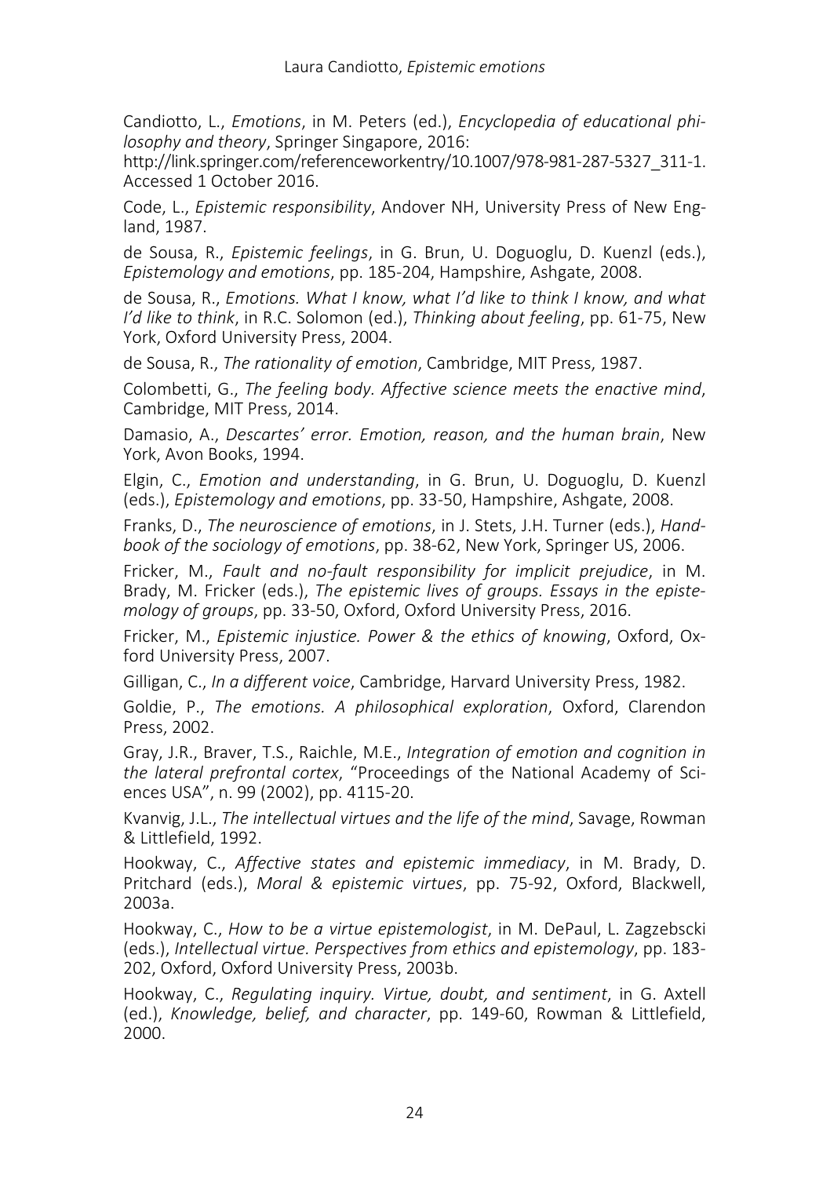Candiotto, L., *Emotions*, in M. Peters (ed.), *Encyclopedia of educational philosophy and theory*, Springer Singapore, 2016: http://link.springer.com/referenceworkentry/10.1007/978-981-287-5327_311-1. Accessed 1 October 2016.

Code, L., *Epistemic responsibility*, Andover NH, University Press of New England, 1987.

de Sousa, R., *Epistemic feelings*, in G. Brun, U. Doguoglu, D. Kuenzl (eds.), *Epistemology and emotions*, pp. 185-204, Hampshire, Ashgate, 2008.

de Sousa, R., *Emotions. What I know, what I'd like to think I know, and what I'd like to think*, in R.C. Solomon (ed.), *Thinking about feeling*, pp. 61-75, New York, Oxford University Press, 2004.

de Sousa, R., *The rationality of emotion*, Cambridge, MIT Press, 1987.

Colombetti, G., *The feeling body. Affective science meets the enactive mind*, Cambridge, MIT Press, 2014.

Damasio, A., *Descartes' error. Emotion, reason, and the human brain*, New York, Avon Books, 1994.

Elgin, C., *Emotion and understanding*, in G. Brun, U. Doguoglu, D. Kuenzl (eds.), *Epistemology and emotions*, pp. 33-50, Hampshire, Ashgate, 2008.

Franks, D., *The neuroscience of emotions*, in J. Stets, J.H. Turner (eds.), *Handbook of the sociology of emotions*, pp. 38-62, New York, Springer US, 2006.

Fricker, M., *Fault and no-fault responsibility for implicit prejudice*, in M. Brady, M. Fricker (eds.), *The epistemic lives of groups. Essays in the epistemology of groups*, pp. 33-50, Oxford, Oxford University Press, 2016.

Fricker, M., *Epistemic injustice. Power & the ethics of knowing*, Oxford, Oxford University Press, 2007.

Gilligan, C., *In a different voice*, Cambridge, Harvard University Press, 1982.

Goldie, P., *The emotions. A philosophical exploration*, Oxford, Clarendon Press, 2002.

Gray, J.R., Braver, T.S., Raichle, M.E., *Integration of emotion and cognition in the lateral prefrontal cortex*, "Proceedings of the National Academy of Sciences USA", n. 99 (2002), pp. 4115-20.

Kvanvig, J.L., *The intellectual virtues and the life of the mind*, Savage, Rowman & Littlefield, 1992.

Hookway, C., *Affective states and epistemic immediacy*, in M. Brady, D. Pritchard (eds.), *Moral & epistemic virtues*, pp. 75-92, Oxford, Blackwell, 2003a.

Hookway, C., *How to be a virtue epistemologist*, in M. DePaul, L. Zagzebscki (eds.), *Intellectual virtue. Perspectives from ethics and epistemology*, pp. 183-202, Oxford, Oxford University Press, 2003b.

Hookway, C., *Regulating inquiry. Virtue, doubt, and sentiment*, in G. Axtell (ed.), *Knowledge, belief, and character*, pp. 149-60, Rowman & Littlefield, 2000.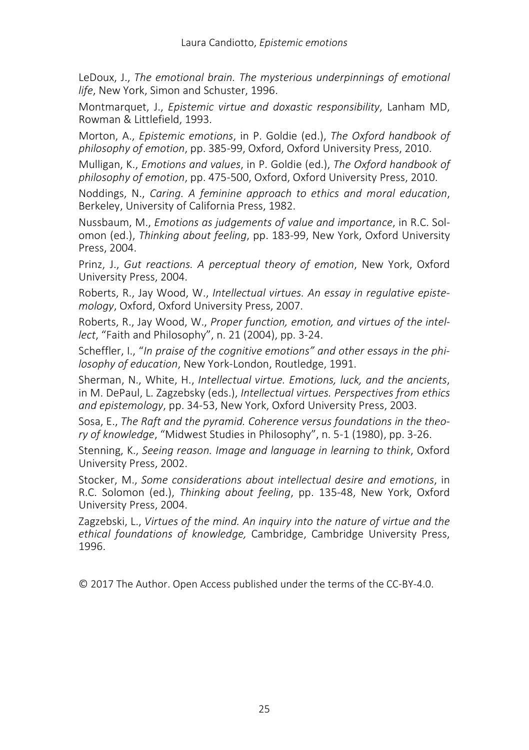LeDoux, J., *The emotional brain. The mysterious underpinnings of emotional life*, New York, Simon and Schuster, 1996.

Montmarquet, J., *Epistemic virtue and doxastic responsibility*, Lanham MD, Rowman & Littlefield, 1993.

Morton, A., *Epistemic emotions*, in P. Goldie (ed.), *The Oxford handbook of philosophy of emotion*, pp. 385-99, Oxford, Oxford University Press, 2010.

Mulligan, K., *Emotions and values*, in P. Goldie (ed.), *The Oxford handbook of philosophy of emotion*, pp. 475-500, Oxford, Oxford University Press, 2010.

Noddings, N., *Caring. A feminine approach to ethics and moral education*, Berkeley, University of California Press, 1982.

Nussbaum, M., *Emotions as judgements of value and importance*, in R.C. Solomon (ed.), *Thinking about feeling*, pp. 183-99, New York, Oxford University Press, 2004.

Prinz, J., *Gut reactions. A perceptual theory of emotion*, New York, Oxford University Press, 2004.

Roberts, R., Jay Wood, W., *Intellectual virtues. An essay in regulative epistemology*, Oxford, Oxford University Press, 2007.

Roberts, R., Jay Wood, W., *Proper function, emotion, and virtues of the intellect*, "Faith and Philosophy", n. 21 (2004), pp. 3-24.

Scheffler, I., "*In praise of the cognitive emotions" and other essays in the philosophy of education*, New York-London, Routledge, 1991.

Sherman, N., White, H., *Intellectual virtue. Emotions, luck, and the ancients*, in M. DePaul, L. Zagzebsky (eds.), *Intellectual virtues. Perspectives from ethics and epistemology*, pp. 34-53, New York, Oxford University Press, 2003.

Sosa, E., *The Raft and the pyramid. Coherence versus foundations in the theory of knowledge*, "Midwest Studies in Philosophy", n. 5-1 (1980), pp. 3-26.

Stenning, K., *Seeing reason. Image and language in learning to think*, Oxford University Press, 2002.

Stocker, M., *Some considerations about intellectual desire and emotions*, in R.C. Solomon (ed.), *Thinking about feeling*, pp. 135-48, New York, Oxford University Press, 2004.

Zagzebski, L., *Virtues of the mind. An inquiry into the nature of virtue and the ethical foundations of knowledge,* Cambridge, Cambridge University Press, 1996.

© 2017 The Author. Open Access published under the terms of the CC-BY-4.0.